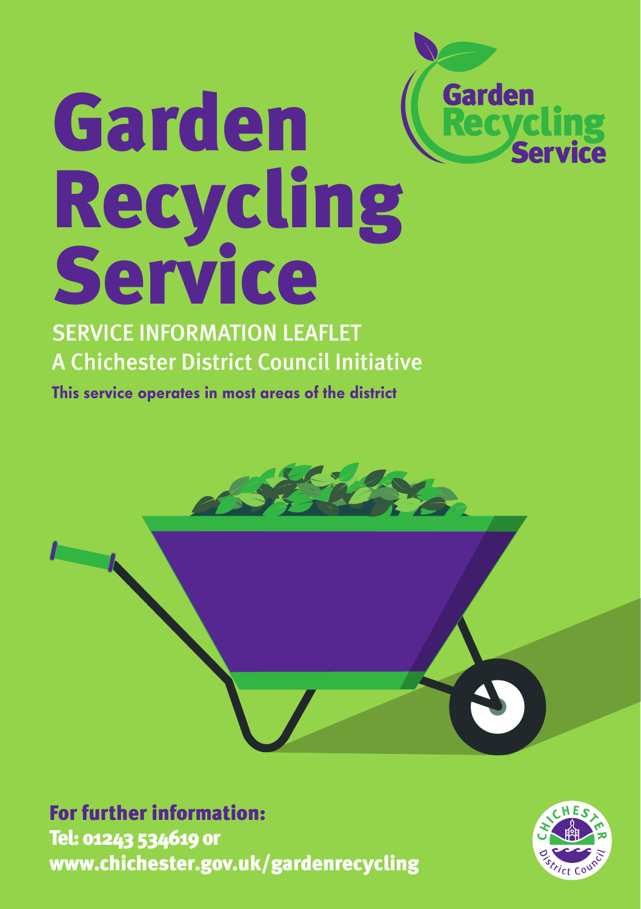# Garden Recycling Service

## SERVICE INFORMATION LEAFLET

A Chichester District Council Initiative

**This service operates in most areas of the district**

**For further information:**

**Tel: 01243 534619 or**

**www.chichester.gov.uk/gardenrecycling**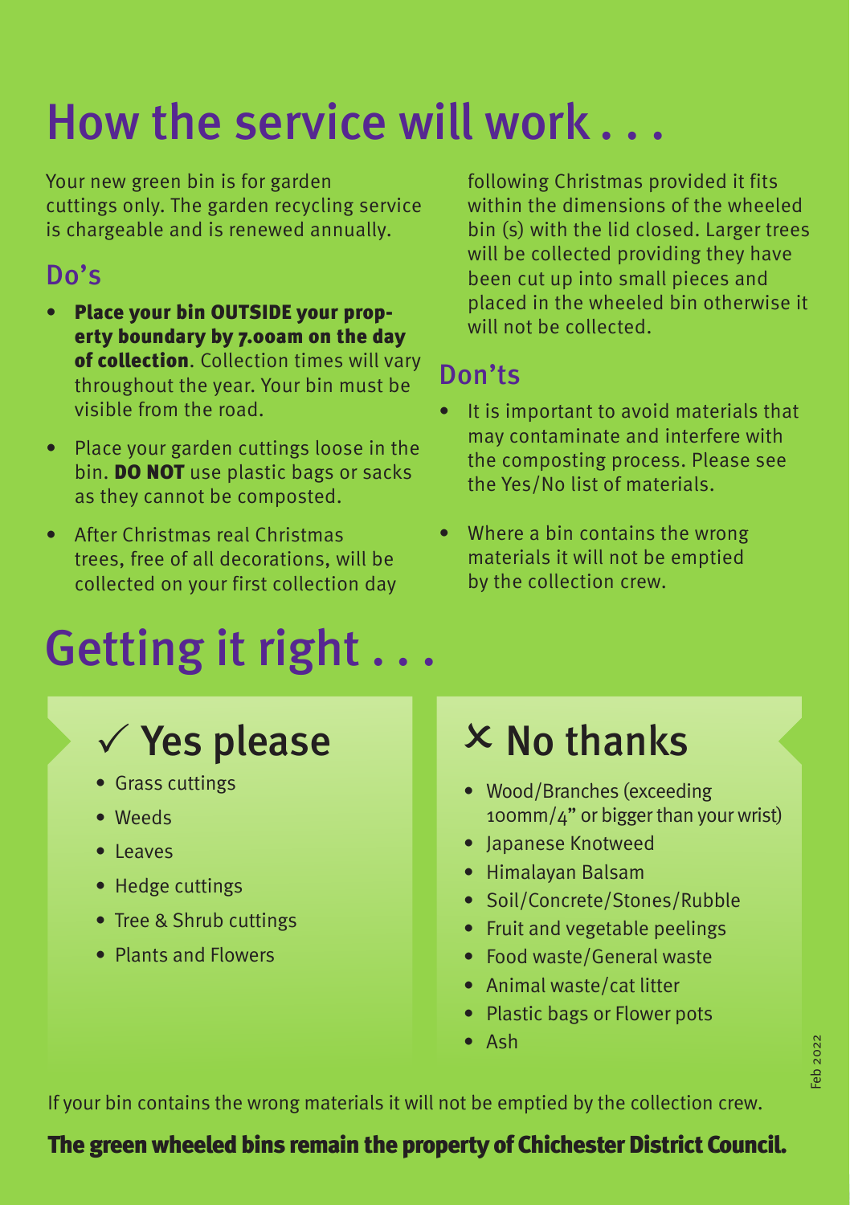# How the service will work . . .

Your new green bin is for garden cuttings only. The garden recycling service is chargeable and is renewed annually.

## Do's

- **Place your bin OUTSIDE your property boundary by 7.00am on the day of collection**. Collection times will vary throughout the year. Your bin must be visible from the road.
- Place your garden cuttings loose in the bin. **DO NOT** use plastic bags or sacks as they cannot be composted.
- After Christmas real Christmas trees, free of all decorations, will be collected on your first collection day following Christmas provided it fits within the dimensions of the wheeled bin (s) with the lid closed. Larger trees will be collected providing they have been cut up into small pieces and placed in the wheeled bin otherwise it will not be collected.

## Don'ts

- It is important to avoid materials that may contaminate and interfere with the composting process. Please see the Yes/No list of materials.
- Where a bin contains the wrong materials it will not be emptied by the collection crew.

# Getting it right . . .

## ✓ Yes please

- Grass cuttings
- Weeds
- Leaves
- Hedge cuttings
- Tree & Shrub cuttings
- Plants and Flowers

## ✗ No thanks

- Wood/Branches (exceeding 100mm/4" or bigger than your wrist)
- Japanese Knotweed
- Himalayan Balsam
- Soil/Concrete/Stones/Rubble
- Fruit and vegetable peelings
- Food waste/General waste
- Animal waste/cat litter
- Plastic bags or Flower pots
- Ash

If your bin contains the wrong materials it will not be emptied by the collection crew.

**The green wheeled bins remain the property of Chichester District Council.**

Feb 2022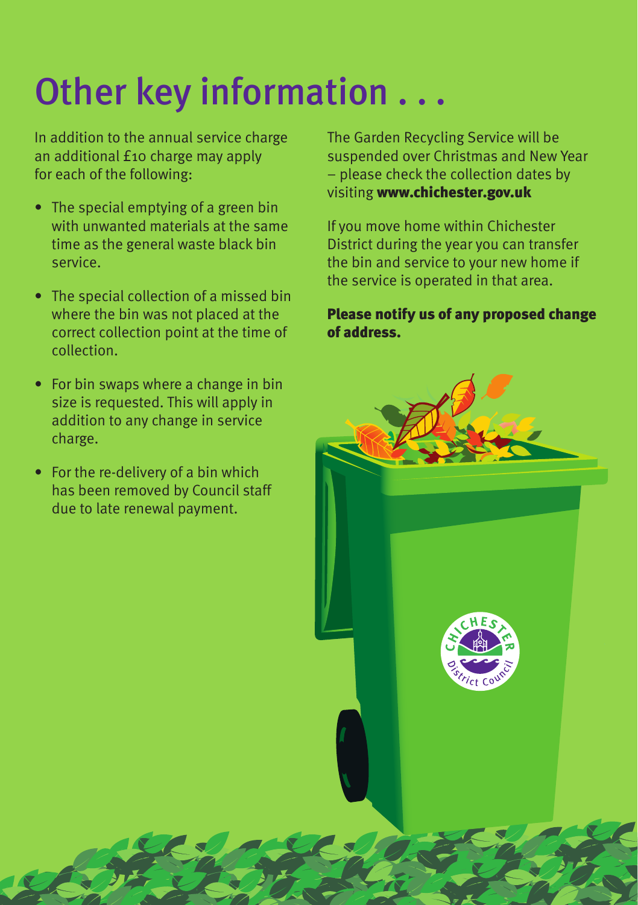# Other key information . . .

In addition to the annual service charge an additional £10 charge may apply for each of the following:

- The special emptying of a green bin with unwanted materials at the same time as the general waste black bin service.
- The special collection of a missed bin where the bin was not placed at the correct collection point at the time of collection.
- For bin swaps where a change in bin size is requested. This will apply in addition to any change in service charge.
- For the re-delivery of a bin which has been removed by Council staff due to late renewal payment.

The Garden Recycling Service will be suspended over Christmas and New Year – please check the collection dates by visiting **www.chichester.gov.uk**

If you move home within Chichester District during the year you can transfer the bin and service to your new home if the service is operated in that area.

**Please notify us of any proposed change of address.**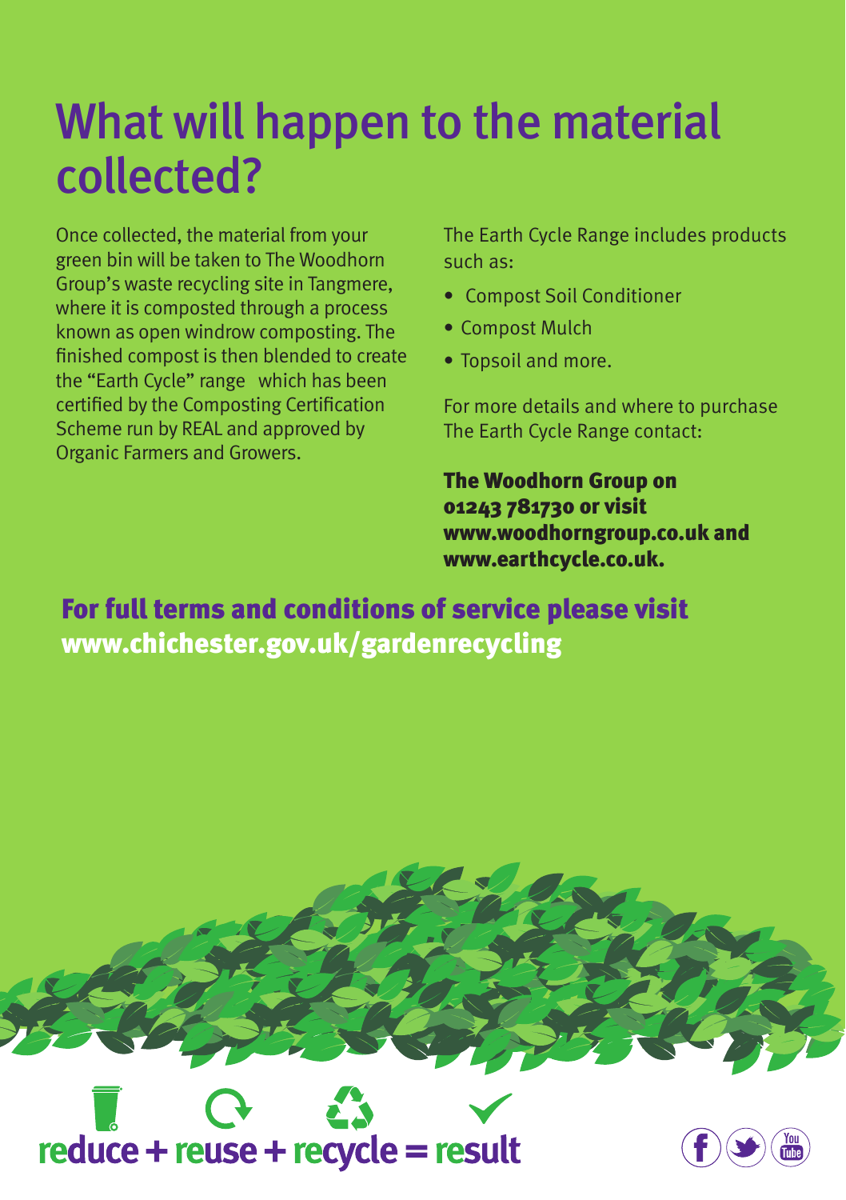# What will happen to the material collected?

Once collected, the material from your green bin will be taken to The Woodhorn Group's waste recycling site in Tangmere, where it is composted through a process known as open windrow composting. The finished compost is then blended to create the "Earth Cycle" range which has been certified by the Composting Certification Scheme run by REAL and approved by Organic Farmers and Growers.

The Earth Cycle Range includes products such as:

- Compost Soil Conditioner
- Compost Mulch
- Topsoil and more.

For more details and where to purchase The Earth Cycle Range contact:

**The Woodhorn Group on 01243 781730 or visit www.woodhorngroup.co.uk and www.earthcycle.co.uk.**

**For full terms and conditions of service please visit www.chichester.gov.uk/gardenrecycling**

reduce + reuse + recycle = result